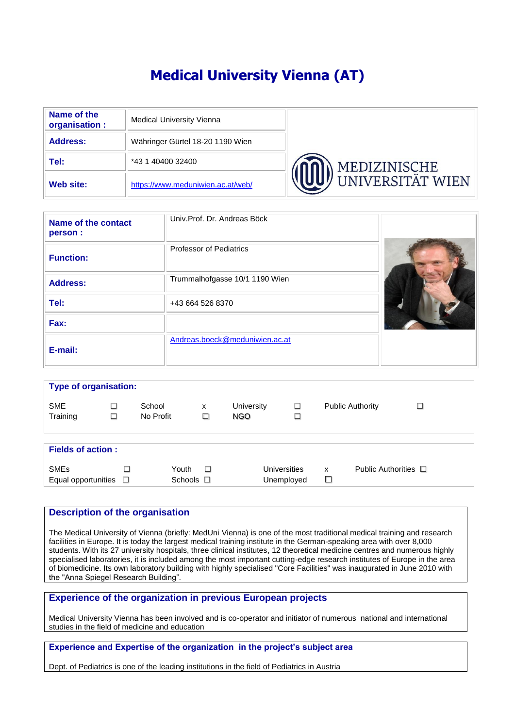# Medical University Vienna (AT)

| Name of the organisation : | Medical University Vienna |
|---|---|
| Address: | Währinger Gürtel 18-20 1190 Wien |
| Tel: | *43 1 40400 32400 |
| Web site: | https://www.meduniwien.ac.at/web/ |

| Name of the contact person : | Univ.Prof. Dr. Andreas Böck |
|---|---|
| Function: | Professor of Pediatrics |
| Address: | Trummalhofgasse 10/1 1190 Wien |
| Tel: | +43 664 526 8370 |
| Fax: | |
| E-mail: | Andreas.boeck@meduniwien.ac.at |

**Type of organisation:**

| | | | | | | | |
|---|---|---|---|---|---|---|---|
| SME | ☐ | School | x | University | ☐ | Public Authority | ☐ |
| Training | ☐ | No Profit | ☐ | NGO | ☐ | | |

**Fields of action :**

| | | | | | | | |
|---|---|---|---|---|---|---|---|
| SMEs | ☐ | Youth | ☐ | Universities | x | Public Authorities | ☐ |
| Equal opportunities | ☐ | Schools | ☐ | Unemployed | ☐ | | |

## Description of the organisation

The Medical University of Vienna (briefly: MedUni Vienna) is one of the most traditional medical training and research facilities in Europe. It is today the largest medical training institute in the German-speaking area with over 8,000 students. With its 27 university hospitals, three clinical institutes, 12 theoretical medicine centres and numerous highly specialised laboratories, it is included among the most important cutting-edge research institutes of Europe in the area of biomedicine. Its own laboratory building with highly specialised "Core Facilities" was inaugurated in June 2010 with the "Anna Spiegel Research Building".

## Experience of the organization in previous European projects

Medical University Vienna has been involved and is co-operator and initiator of numerous national and international studies in the field of medicine and education

## Experience and Expertise of the organization in the project's subject area

Dept. of Pediatrics is one of the leading institutions in the field of Pediatrics in Austria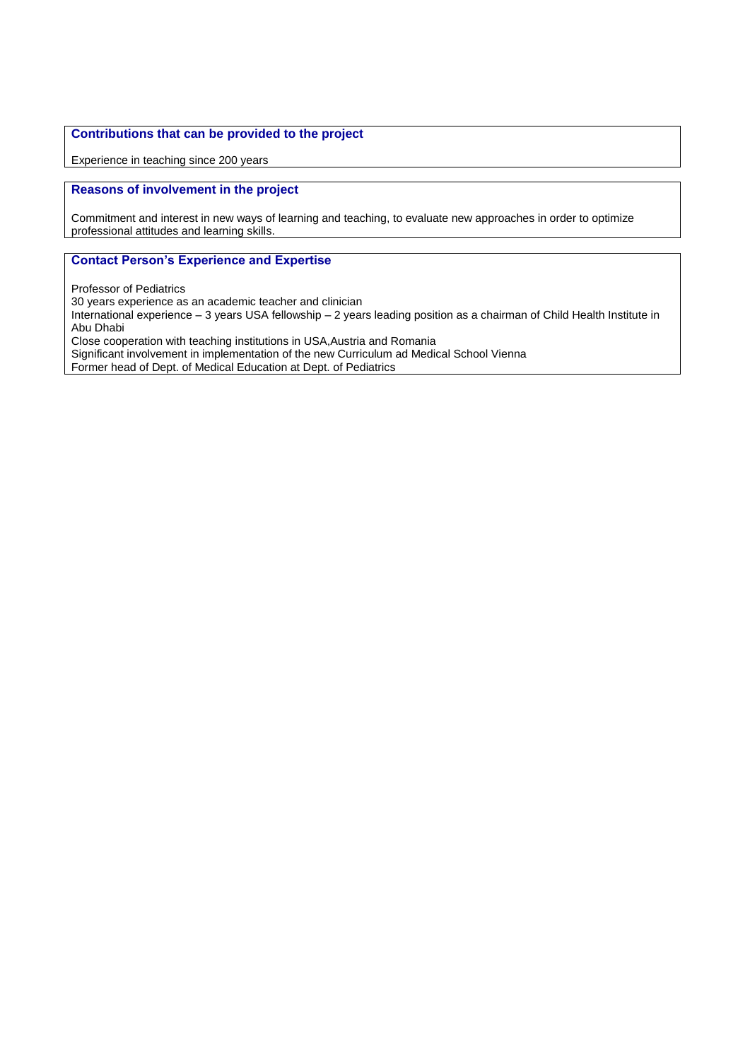### Contributions that can be provided to the project

Experience in teaching since 200 years

### Reasons of involvement in the project

Commitment and interest in new ways of learning and teaching, to evaluate new approaches in order to optimize professional attitudes and learning skills.

### Contact Person's Experience and Expertise

Professor of Pediatrics
30 years experience as an academic teacher and clinician
International experience – 3 years USA fellowship – 2 years leading position as a chairman of Child Health Institute in Abu Dhabi
Close cooperation with teaching institutions in USA,Austria and Romania
Significant involvement in implementation of the new Curriculum ad Medical School Vienna
Former head of Dept. of Medical Education at Dept. of Pediatrics